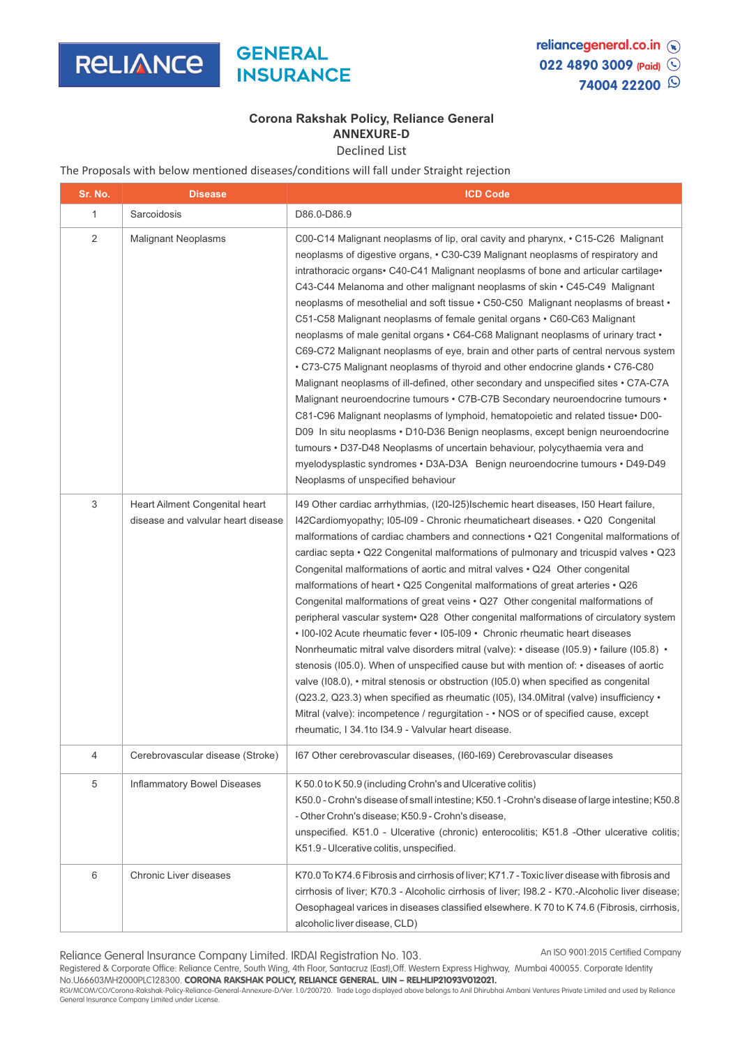RELIANCE GENERAL INSURANCE

reliancegeneral.co.in
022 4890 3009 (Paid)
74004 22200

## Corona Rakshak Policy, Reliance General

### ANNEXURE-D

Declined List

The Proposals with below mentioned diseases/conditions will fall under Straight rejection

| Sr. No. | Disease | ICD Code |
|---|---|---|
| 1 | Sarcoidosis | D86.0-D86.9 |
| 2 | Malignant Neoplasms | C00-C14 Malignant neoplasms of lip, oral cavity and pharynx, • C15-C26 Malignant neoplasms of digestive organs, • C30-C39 Malignant neoplasms of respiratory and intrathoracic organs• C40-C41 Malignant neoplasms of bone and articular cartilage• C43-C44 Melanoma and other malignant neoplasms of skin • C45-C49 Malignant neoplasms of mesothelial and soft tissue • C50-C50 Malignant neoplasms of breast • C51-C58 Malignant neoplasms of female genital organs • C60-C63 Malignant neoplasms of male genital organs • C64-C68 Malignant neoplasms of urinary tract • C69-C72 Malignant neoplasms of eye, brain and other parts of central nervous system • C73-C75 Malignant neoplasms of thyroid and other endocrine glands • C76-C80 Malignant neoplasms of ill-defined, other secondary and unspecified sites • C7A-C7A Malignant neuroendocrine tumours • C7B-C7B Secondary neuroendocrine tumours • C81-C96 Malignant neoplasms of lymphoid, hematopoietic and related tissue• D00-D09 In situ neoplasms • D10-D36 Benign neoplasms, except benign neuroendocrine tumours • D37-D48 Neoplasms of uncertain behaviour, polycythaemia vera and myelodysplastic syndromes • D3A-D3A Benign neuroendocrine tumours • D49-D49 Neoplasms of unspecified behaviour |
| 3 | Heart Ailment Congenital heart disease and valvular heart disease | I49 Other cardiac arrhythmias, (I20-I25)Ischemic heart diseases, I50 Heart failure, I42Cardiomyopathy; I05-I09 - Chronic rheumaticheart diseases. • Q20 Congenital malformations of cardiac chambers and connections • Q21 Congenital malformations of cardiac septa • Q22 Congenital malformations of pulmonary and tricuspid valves • Q23 Congenital malformations of aortic and mitral valves • Q24 Other congenital malformations of heart • Q25 Congenital malformations of great arteries • Q26 Congenital malformations of great veins • Q27 Other congenital malformations of peripheral vascular system• Q28 Other congenital malformations of circulatory system • I00-I02 Acute rheumatic fever • I05-I09 • Chronic rheumatic heart diseases Nonrheumatic mitral valve disorders mitral (valve): • disease (I05.9) • failure (I05.8) • stenosis (I05.0). When of unspecified cause but with mention of: • diseases of aortic valve (I08.0), • mitral stenosis or obstruction (I05.0) when specified as congenital (Q23.2, Q23.3) when specified as rheumatic (I05), I34.0Mitral (valve) insufficiency • Mitral (valve): incompetence / regurgitation - • NOS or of specified cause, except rheumatic, I 34.1to I34.9 - Valvular heart disease. |
| 4 | Cerebrovascular disease (Stroke) | I67 Other cerebrovascular diseases, (I60-I69) Cerebrovascular diseases |
| 5 | Inflammatory Bowel Diseases | K 50.0 to K 50.9 (including Crohn's and Ulcerative colitis) K50.0 - Crohn's disease of small intestine; K50.1 -Crohn's disease of large intestine; K50.8 - Other Crohn's disease; K50.9 - Crohn's disease, unspecified. K51.0 - Ulcerative (chronic) enterocolitis; K51.8 -Other ulcerative colitis; K51.9 - Ulcerative colitis, unspecified. |
| 6 | Chronic Liver diseases | K70.0 To K74.6 Fibrosis and cirrhosis of liver; K71.7 - Toxic liver disease with fibrosis and cirrhosis of liver; K70.3 - Alcoholic cirrhosis of liver; I98.2 - K70.-Alcoholic liver disease; Oesophageal varices in diseases classified elsewhere. K 70 to K 74.6 (Fibrosis, cirrhosis, alcoholic liver disease, CLD) |

Reliance General Insurance Company Limited. IRDAI Registration No. 103.

An ISO 9001:2015 Certified Company

Registered & Corporate Office: Reliance Centre, South Wing, 4th Floor, Santacruz (East),Off. Western Express Highway, Mumbai 400055. Corporate Identity No.U66603MH2000PLC128300. **CORONA RAKSHAK POLICY, RELIANCE GENERAL. UIN – RELHLIP21093V012021.**

RGI/MCOM/CO/Corona-Rakshak-Policy-Reliance-General-Annexure-D/Ver. 1.0/200720. Trade Logo displayed above belongs to Anil Dhirubhai Ambani Ventures Private Limited and used by Reliance General Insurance Company Limited under License.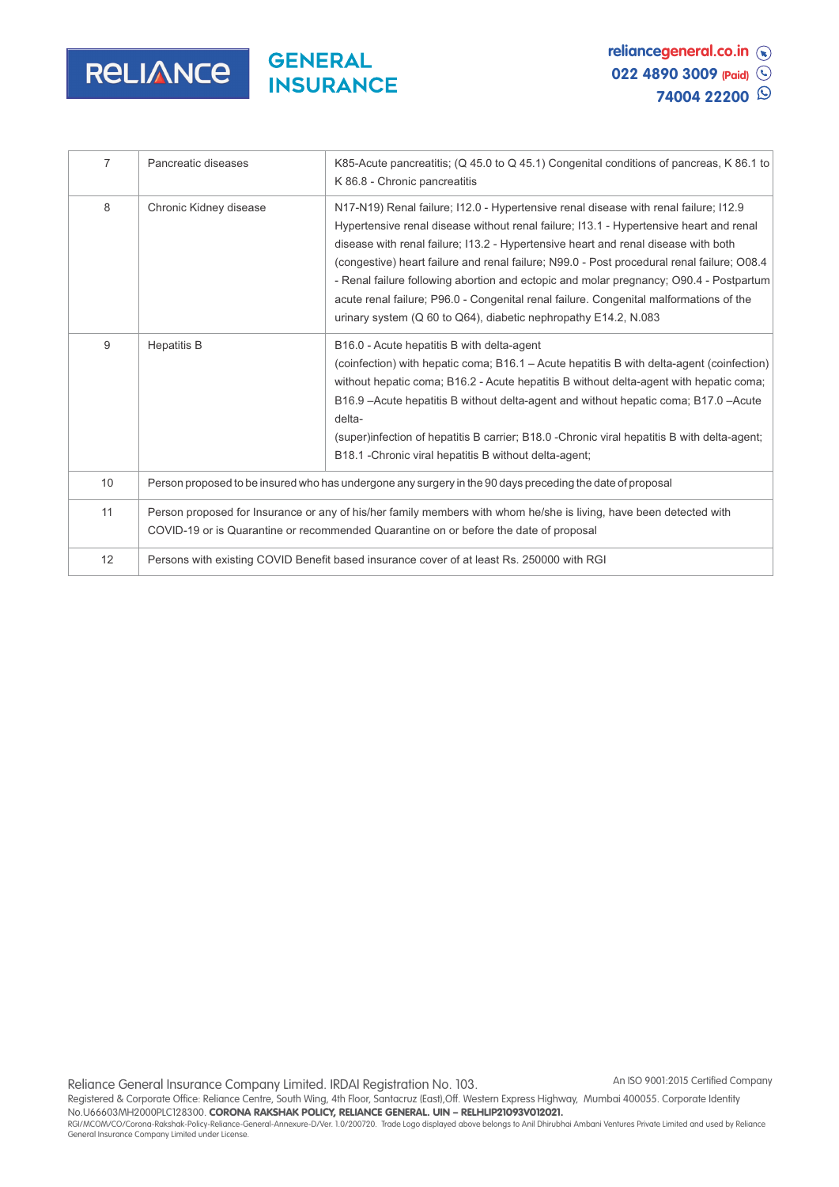| | | |
|---|---|---|
| 7 | Pancreatic diseases | K85-Acute pancreatitis; (Q 45.0 to Q 45.1) Congenital conditions of pancreas, K 86.1 to K 86.8 - Chronic pancreatitis |
| 8 | Chronic Kidney disease | N17-N19) Renal failure; I12.0 - Hypertensive renal disease with renal failure; I12.9 Hypertensive renal disease without renal failure; I13.1 - Hypertensive heart and renal disease with renal failure; I13.2 - Hypertensive heart and renal disease with both (congestive) heart failure and renal failure; N99.0 - Post procedural renal failure; O08.4 - Renal failure following abortion and ectopic and molar pregnancy; O90.4 - Postpartum acute renal failure; P96.0 - Congenital renal failure. Congenital malformations of the urinary system (Q 60 to Q64), diabetic nephropathy E14.2, N.083 |
| 9 | Hepatitis B | B16.0 - Acute hepatitis B with delta-agent (coinfection) with hepatic coma; B16.1 – Acute hepatitis B with delta-agent (coinfection) without hepatic coma; B16.2 - Acute hepatitis B without delta-agent with hepatic coma; B16.9 –Acute hepatitis B without delta-agent and without hepatic coma; B17.0 –Acute delta- (super)infection of hepatitis B carrier; B18.0 -Chronic viral hepatitis B with delta-agent; B18.1 -Chronic viral hepatitis B without delta-agent; |
| 10 | Person proposed to be insured who has undergone any surgery in the 90 days preceding the date of proposal | |
| 11 | Person proposed for Insurance or any of his/her family members with whom he/she is living, have been detected with COVID-19 or is Quarantine or recommended Quarantine on or before the date of proposal | |
| 12 | Persons with existing COVID Benefit based insurance cover of at least Rs. 250000 with RGI | |